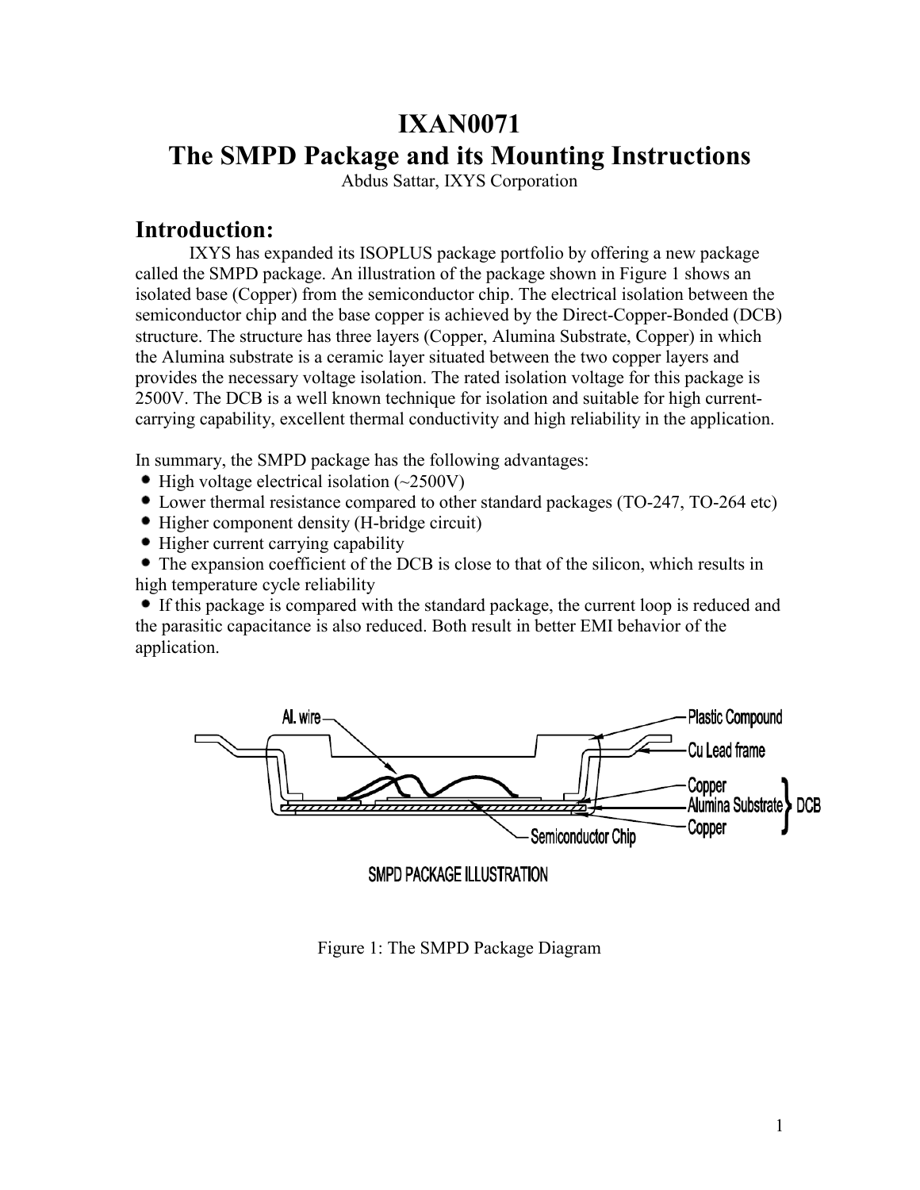# IXAN0071
# The SMPD Package and its Mounting Instructions

Abdus Sattar, IXYS Corporation

## Introduction:

IXYS has expanded its ISOPLUS package portfolio by offering a new package called the SMPD package. An illustration of the package shown in Figure 1 shows an isolated base (Copper) from the semiconductor chip. The electrical isolation between the semiconductor chip and the base copper is achieved by the Direct-Copper-Bonded (DCB) structure. The structure has three layers (Copper, Alumina Substrate, Copper) in which the Alumina substrate is a ceramic layer situated between the two copper layers and provides the necessary voltage isolation. The rated isolation voltage for this package is 2500V. The DCB is a well known technique for isolation and suitable for high current-carrying capability, excellent thermal conductivity and high reliability in the application.

In summary, the SMPD package has the following advantages:

- High voltage electrical isolation (~2500V)
- Lower thermal resistance compared to other standard packages (TO-247, TO-264 etc)
- Higher component density (H-bridge circuit)
- Higher current carrying capability
- The expansion coefficient of the DCB is close to that of the silicon, which results in high temperature cycle reliability
- If this package is compared with the standard package, the current loop is reduced and the parasitic capacitance is also reduced. Both result in better EMI behavior of the application.

Al. wire — Plastic Compound — Cu Lead frame — Copper / Alumina Substrate / Copper (DCB) — Semiconductor Chip

SMPD PACKAGE ILLUSTRATION

Figure 1: The SMPD Package Diagram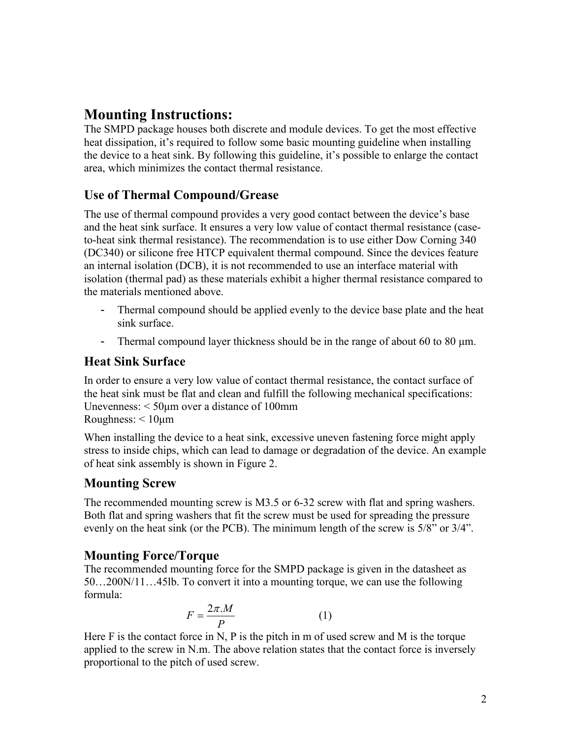# Mounting Instructions:

The SMPD package houses both discrete and module devices. To get the most effective heat dissipation, it's required to follow some basic mounting guideline when installing the device to a heat sink. By following this guideline, it's possible to enlarge the contact area, which minimizes the contact thermal resistance.

## Use of Thermal Compound/Grease

The use of thermal compound provides a very good contact between the device's base and the heat sink surface. It ensures a very low value of contact thermal resistance (case-to-heat sink thermal resistance). The recommendation is to use either Dow Corning 340 (DC340) or silicone free HTCP equivalent thermal compound. Since the devices feature an internal isolation (DCB), it is not recommended to use an interface material with isolation (thermal pad) as these materials exhibit a higher thermal resistance compared to the materials mentioned above.

- Thermal compound should be applied evenly to the device base plate and the heat sink surface.
- Thermal compound layer thickness should be in the range of about 60 to 80 μm.

## Heat Sink Surface

In order to ensure a very low value of contact thermal resistance, the contact surface of the heat sink must be flat and clean and fulfill the following mechanical specifications:
Unevenness: < 50μm over a distance of 100mm
Roughness: < 10μm

When installing the device to a heat sink, excessive uneven fastening force might apply stress to inside chips, which can lead to damage or degradation of the device. An example of heat sink assembly is shown in Figure 2.

## Mounting Screw

The recommended mounting screw is M3.5 or 6-32 screw with flat and spring washers. Both flat and spring washers that fit the screw must be used for spreading the pressure evenly on the heat sink (or the PCB). The minimum length of the screw is 5/8" or 3/4".

## Mounting Force/Torque

The recommended mounting force for the SMPD package is given in the datasheet as 50…200N/11…45lb. To convert it into a mounting torque, we can use the following formula:

$$F = \frac{2\pi . M}{P} \qquad (1)$$

Here F is the contact force in N, P is the pitch in m of used screw and M is the torque applied to the screw in N.m. The above relation states that the contact force is inversely proportional to the pitch of used screw.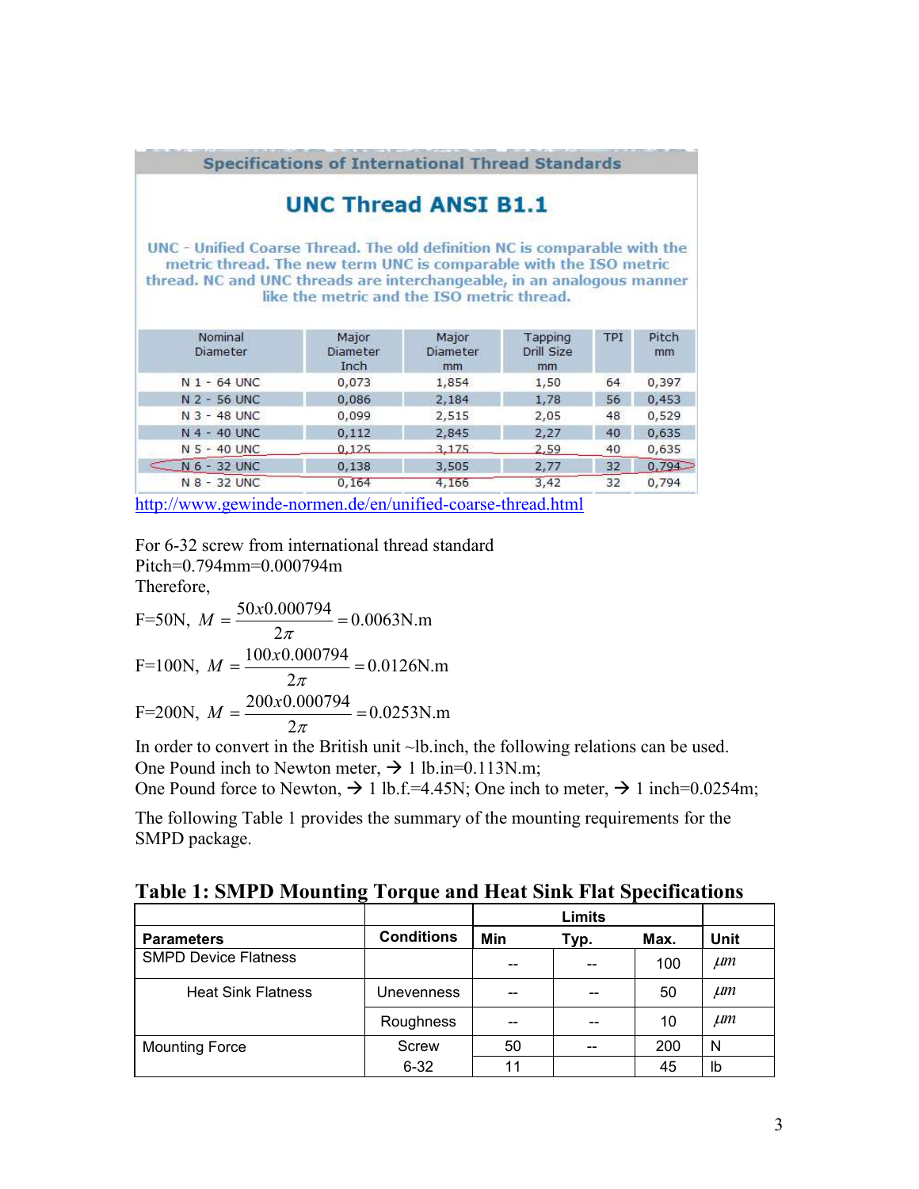Specifications of International Thread Standards

## UNC Thread ANSI B1.1

UNC - Unified Coarse Thread. The old definition NC is comparable with the metric thread. The new term UNC is comparable with the ISO metric thread. NC and UNC threads are interchangeable, in an analogous manner like the metric and the ISO metric thread.

| Nominal Diameter | Major Diameter Inch | Major Diameter mm | Tapping Drill Size mm | TPI | Pitch mm |
|---|---|---|---|---|---|
| N 1 - 64 UNC | 0,073 | 1,854 | 1,50 | 64 | 0,397 |
| N 2 - 56 UNC | 0,086 | 2,184 | 1,78 | 56 | 0,453 |
| N 3 - 48 UNC | 0,099 | 2,515 | 2,05 | 48 | 0,529 |
| N 4 - 40 UNC | 0,112 | 2,845 | 2,27 | 40 | 0,635 |
| N 5 - 40 UNC | 0,125 | 3,175 | 2,59 | 40 | 0,635 |
| N 6 - 32 UNC | 0,138 | 3,505 | 2,77 | 32 | 0,794 |
| N 8 - 32 UNC | 0,164 | 4,166 | 3,42 | 32 | 0,794 |

http://www.gewinde-normen.de/en/unified-coarse-thread.html

For 6-32 screw from international thread standard
Pitch=0.794mm=0.000794m
Therefore,

$$F=50\text{N},\ M = \frac{50x0.000794}{2\pi} = 0.0063\text{N.m}$$

$$F=100\text{N},\ M = \frac{100x0.000794}{2\pi} = 0.0126\text{N.m}$$

$$F=200\text{N},\ M = \frac{200x0.000794}{2\pi} = 0.0253\text{N.m}$$

In order to convert in the British unit ~lb.inch, the following relations can be used.
One Pound inch to Newton meter, → 1 lb.in=0.113N.m;
One Pound force to Newton, → 1 lb.f.=4.45N; One inch to meter, → 1 inch=0.0254m;

The following Table 1 provides the summary of the mounting requirements for the SMPD package.

### Table 1: SMPD Mounting Torque and Heat Sink Flat Specifications

| Parameters | Conditions | Limits Min | Typ. | Max. | Unit |
|---|---|---|---|---|---|
| SMPD Device Flatness | | -- | -- | 100 | $\mu m$ |
| Heat Sink Flatness | Unevenness | -- | -- | 50 | $\mu m$ |
| | Roughness | -- | -- | 10 | $\mu m$ |
| Mounting Force | Screw | 50 | -- | 200 | N |
| | 6-32 | 11 | | 45 | lb |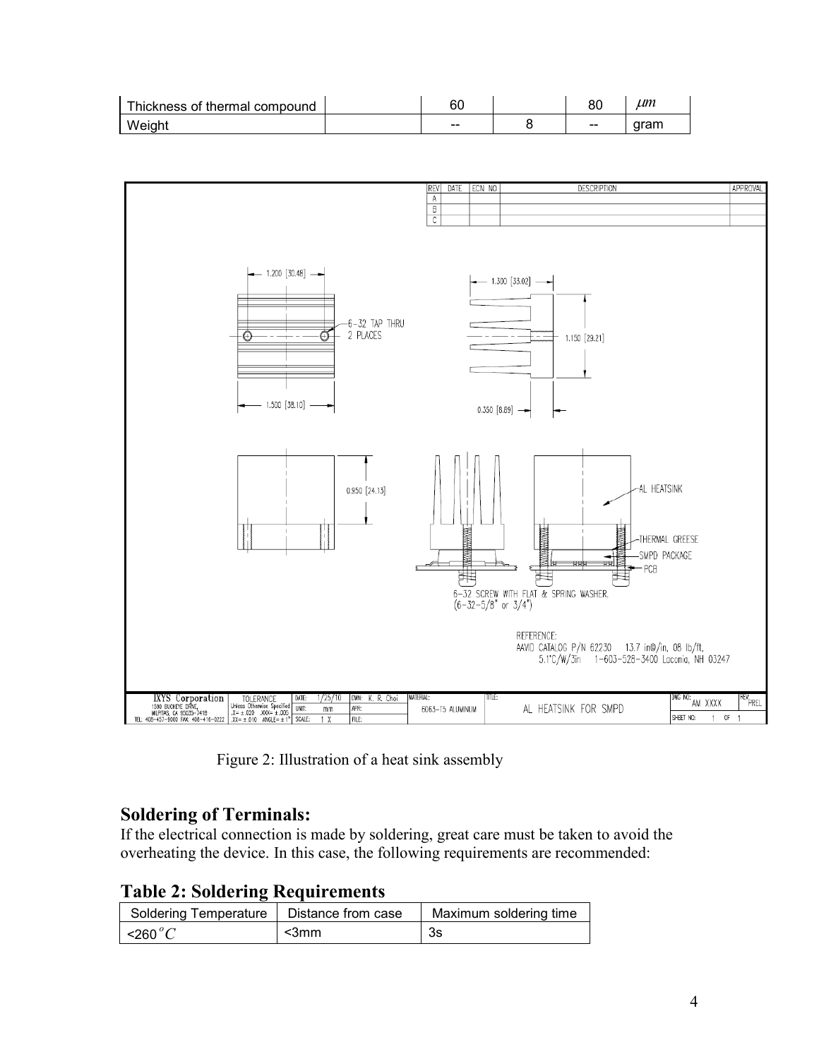| Thickness of thermal compound | | 60 | | 80 | $\mu m$ |
|---|---|---|---|---|---|
| Weight | | -- | 8 | -- | gram |

Figure 2: Illustration of a heat sink assembly

## Soldering of Terminals:

If the electrical connection is made by soldering, great care must be taken to avoid the overheating the device. In this case, the following requirements are recommended:

## Table 2: Soldering Requirements

| Soldering Temperature | Distance from case | Maximum soldering time |
|---|---|---|
| <260 $^{o}C$ | <3mm | 3s |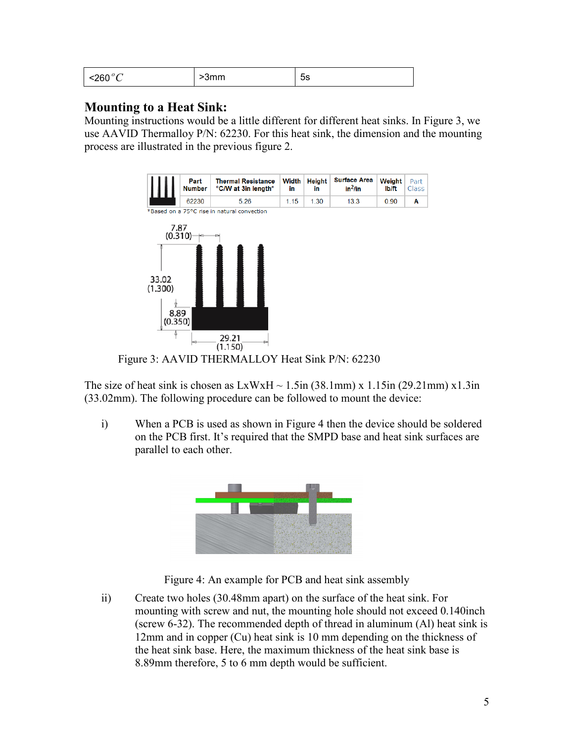| <260 $^{o}C$ | >3mm | 5s |
|---|---|---|

## Mounting to a Heat Sink:

Mounting instructions would be a little different for different heat sinks. In Figure 3, we use AAVID Thermalloy P/N: 62230. For this heat sink, the dimension and the mounting process are illustrated in the previous figure 2.

| Part Number | Thermal Resistance °C/W at 3in length* | Width in | Height in | Surface Area in²/in | Weight lb/ft | Part Class |
|---|---|---|---|---|---|---|
| 62230 | 5.26 | 1.15 | 1.30 | 13.3 | 0.90 | A |

*Based on a 75°C rise in natural convection

Figure 3: AAVID THERMALLOY Heat Sink P/N: 62230

The size of heat sink is chosen as LxWxH ~ 1.5in (38.1mm) x 1.15in (29.21mm) x1.3in (33.02mm). The following procedure can be followed to mount the device:

i) When a PCB is used as shown in Figure 4 then the device should be soldered on the PCB first. It's required that the SMPD base and heat sink surfaces are parallel to each other.

Figure 4: An example for PCB and heat sink assembly

ii) Create two holes (30.48mm apart) on the surface of the heat sink. For mounting with screw and nut, the mounting hole should not exceed 0.140inch (screw 6-32). The recommended depth of thread in aluminum (Al) heat sink is 12mm and in copper (Cu) heat sink is 10 mm depending on the thickness of the heat sink base. Here, the maximum thickness of the heat sink base is 8.89mm therefore, 5 to 6 mm depth would be sufficient.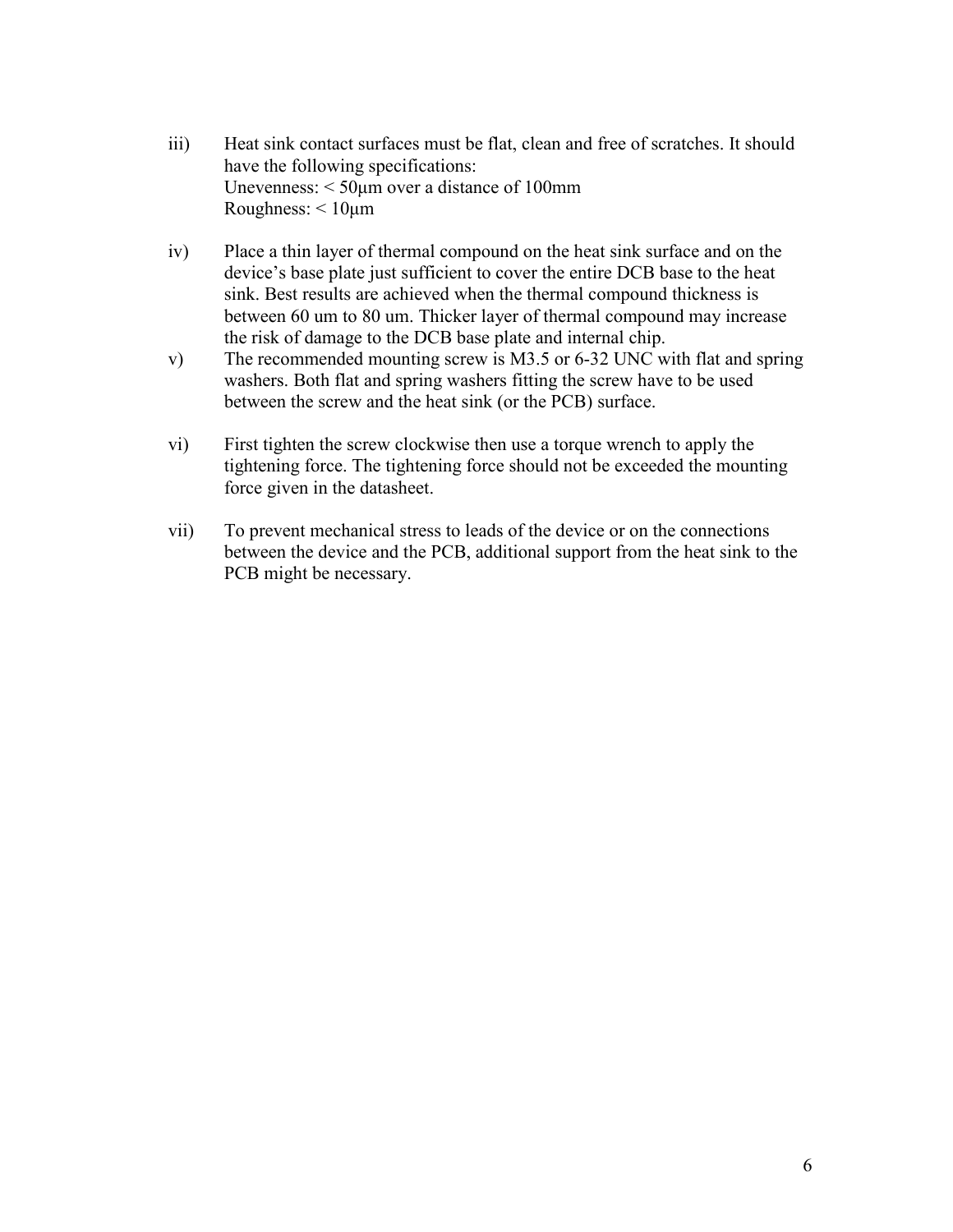iii) Heat sink contact surfaces must be flat, clean and free of scratches. It should have the following specifications:
Unevenness: < 50µm over a distance of 100mm
Roughness: < 10µm

iv) Place a thin layer of thermal compound on the heat sink surface and on the device's base plate just sufficient to cover the entire DCB base to the heat sink. Best results are achieved when the thermal compound thickness is between 60 um to 80 um. Thicker layer of thermal compound may increase the risk of damage to the DCB base plate and internal chip.

v) The recommended mounting screw is M3.5 or 6-32 UNC with flat and spring washers. Both flat and spring washers fitting the screw have to be used between the screw and the heat sink (or the PCB) surface.

vi) First tighten the screw clockwise then use a torque wrench to apply the tightening force. The tightening force should not be exceeded the mounting force given in the datasheet.

vii) To prevent mechanical stress to leads of the device or on the connections between the device and the PCB, additional support from the heat sink to the PCB might be necessary.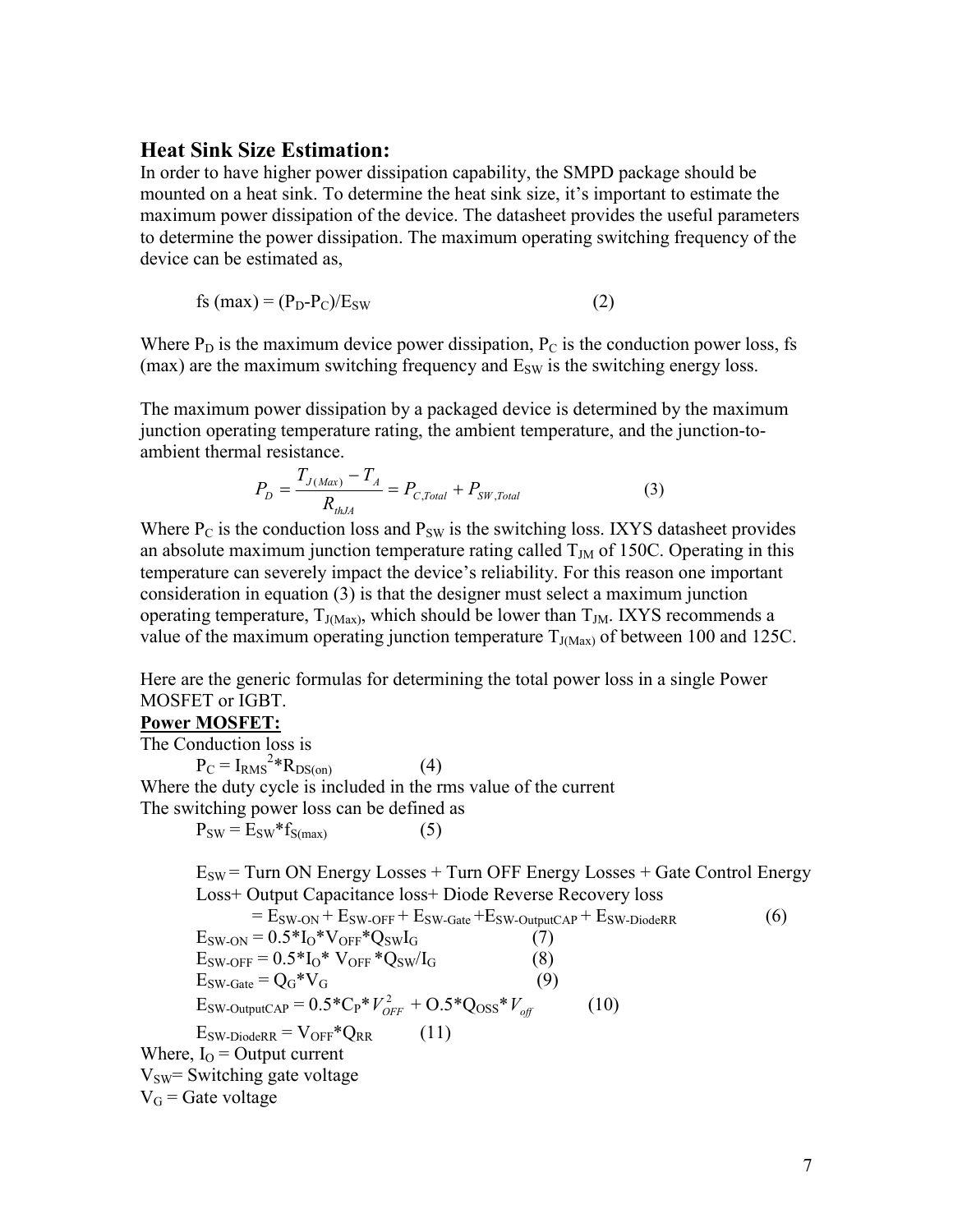## Heat Sink Size Estimation:

In order to have higher power dissipation capability, the SMPD package should be mounted on a heat sink. To determine the heat sink size, it's important to estimate the maximum power dissipation of the device. The datasheet provides the useful parameters to determine the power dissipation. The maximum operating switching frequency of the device can be estimated as,

$$fs\ (max) = (P_D - P_C)/E_{SW} \qquad (2)$$

Where $P_D$ is the maximum device power dissipation, $P_C$ is the conduction power loss, fs (max) are the maximum switching frequency and $E_{SW}$ is the switching energy loss.

The maximum power dissipation by a packaged device is determined by the maximum junction operating temperature rating, the ambient temperature, and the junction-to-ambient thermal resistance.

$$P_D = \frac{T_{J(Max)} - T_A}{R_{thJA}} = P_{C,Total} + P_{SW,Total} \qquad (3)$$

Where $P_C$ is the conduction loss and $P_{SW}$ is the switching loss. IXYS datasheet provides an absolute maximum junction temperature rating called $T_{JM}$ of 150C. Operating in this temperature can severely impact the device's reliability. For this reason one important consideration in equation (3) is that the designer must select a maximum junction operating temperature, $T_{J(Max)}$, which should be lower than $T_{JM}$. IXYS recommends a value of the maximum operating junction temperature $T_{J(Max)}$ of between 100 and 125C.

Here are the generic formulas for determining the total power loss in a single Power MOSFET or IGBT.

**<u>Power MOSFET:</u>**

The Conduction loss is

$$P_C = I_{RMS}^2 * R_{DS(on)} \qquad (4)$$

Where the duty cycle is included in the rms value of the current

The switching power loss can be defined as

$$P_{SW} = E_{SW} * f_{S(max)} \qquad (5)$$

$E_{SW}$ = Turn ON Energy Losses + Turn OFF Energy Losses + Gate Control Energy Loss+ Output Capacitance loss+ Diode Reverse Recovery loss

$$= E_{SW\text{-}ON} + E_{SW\text{-}OFF} + E_{SW\text{-}Gate} + E_{SW\text{-}OutputCAP} + E_{SW\text{-}DiodeRR} \qquad (6)$$

$$E_{SW\text{-}ON} = 0.5 * I_O * V_{OFF} * Q_{SW} I_G \qquad (7)$$

$$E_{SW\text{-}OFF} = 0.5 * I_O * V_{OFF} * Q_{SW}/I_G \qquad (8)$$

$$E_{SW\text{-}Gate} = Q_G * V_G \qquad (9)$$

$$E_{SW\text{-}OutputCAP} = 0.5 * C_P * V_{OFF}^2 + 0.5 * Q_{OSS} * V_{off} \qquad (10)$$

$$E_{SW\text{-}DiodeRR} = V_{OFF} * Q_{RR} \qquad (11)$$

Where, $I_O$ = Output current

$V_{SW}$= Switching gate voltage

$V_G$ = Gate voltage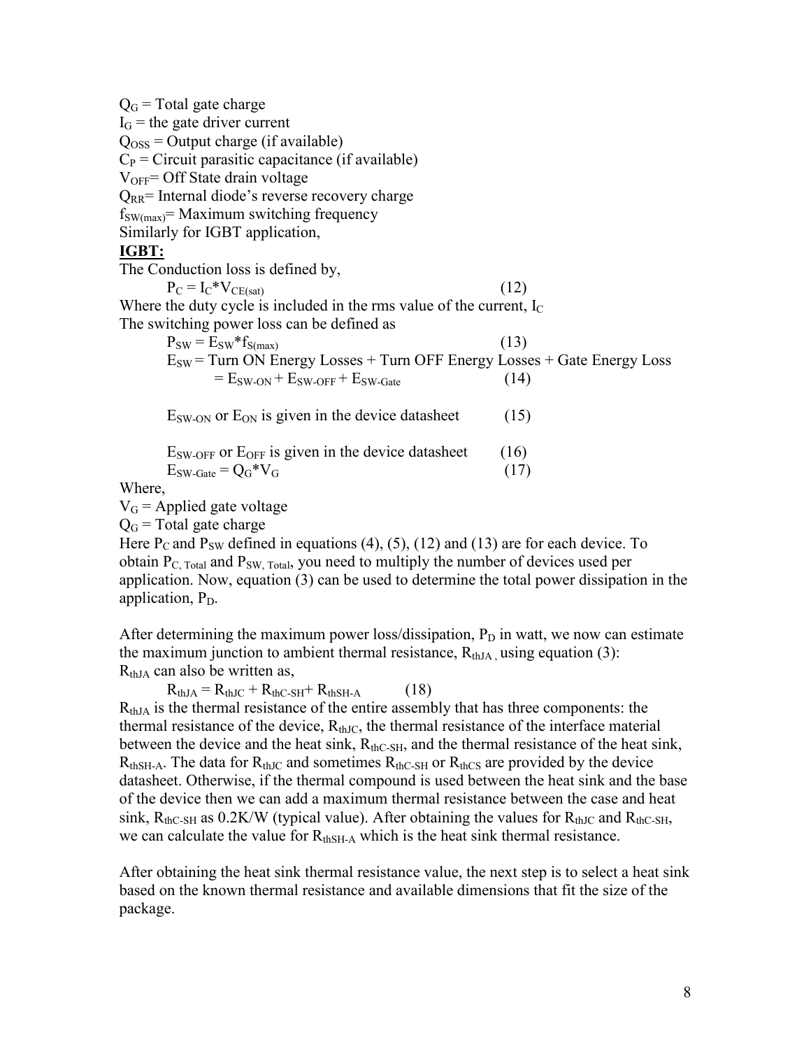$Q_G$ = Total gate charge

$I_G$ = the gate driver current

$Q_{OSS}$ = Output charge (if available)

$C_P$ = Circuit parasitic capacitance (if available)

$V_{OFF}$= Off State drain voltage

$Q_{RR}$= Internal diode's reverse recovery charge

$f_{SW(max)}$= Maximum switching frequency

Similarly for IGBT application,

**IGBT:**

The Conduction loss is defined by,

$$P_C = I_C * V_{CE(sat)} \quad (12)$$

Where the duty cycle is included in the rms value of the current, $I_C$

The switching power loss can be defined as

$$P_{SW} = E_{SW} * f_{S(max)} \quad (13)$$

$$E_{SW} = \text{Turn ON Energy Losses} + \text{Turn OFF Energy Losses} + \text{Gate Energy Loss}$$

$$= E_{SW\text{-}ON} + E_{SW\text{-}OFF} + E_{SW\text{-}Gate} \quad (14)$$

$E_{SW\text{-}ON}$ or $E_{ON}$ is given in the device datasheet (15)

$E_{SW\text{-}OFF}$ or $E_{OFF}$ is given in the device datasheet (16)

$$E_{SW\text{-}Gate} = Q_G * V_G \quad (17)$$

Where,

$V_G$ = Applied gate voltage

$Q_G$ = Total gate charge

Here $P_C$ and $P_{SW}$ defined in equations (4), (5), (12) and (13) are for each device. To obtain $P_{C,\ Total}$ and $P_{SW,\ Total}$, you need to multiply the number of devices used per application. Now, equation (3) can be used to determine the total power dissipation in the application, $P_D$.

After determining the maximum power loss/dissipation, $P_D$ in watt, we now can estimate the maximum junction to ambient thermal resistance, $R_{thJA}$ , using equation (3):

$R_{thJA}$ can also be written as,

$$R_{thJA} = R_{thJC} + R_{thC\text{-}SH} + R_{thSH\text{-}A} \quad (18)$$

$R_{thJA}$ is the thermal resistance of the entire assembly that has three components: the thermal resistance of the device, $R_{thJC}$, the thermal resistance of the interface material between the device and the heat sink, $R_{thC\text{-}SH}$, and the thermal resistance of the heat sink, $R_{thSH\text{-}A}$. The data for $R_{thJC}$ and sometimes $R_{thC\text{-}SH}$ or $R_{thCS}$ are provided by the device datasheet. Otherwise, if the thermal compound is used between the heat sink and the base of the device then we can add a maximum thermal resistance between the case and heat sink, $R_{thC\text{-}SH}$ as 0.2K/W (typical value). After obtaining the values for $R_{thJC}$ and $R_{thC\text{-}SH}$, we can calculate the value for $R_{thSH\text{-}A}$ which is the heat sink thermal resistance.

After obtaining the heat sink thermal resistance value, the next step is to select a heat sink based on the known thermal resistance and available dimensions that fit the size of the package.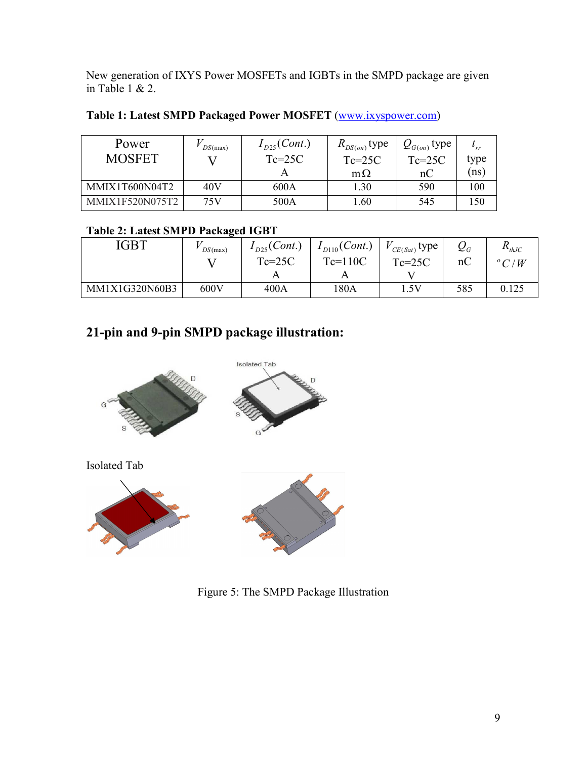New generation of IXYS Power MOSFETs and IGBTs in the SMPD package are given in Table 1 & 2.

**Table 1: Latest SMPD Packaged Power MOSFET** (www.ixyspower.com)

| Power MOSFET | $V_{DS(\max)}$ V | $I_{D25}(Cont.)$ Tc=25C A | $R_{DS(on)}$ type Tc=25C m$\Omega$ | $Q_{G(on)}$ type Tc=25C nC | $t_{rr}$ type (ns) |
|---|---|---|---|---|---|
| MMIX1T600N04T2 | 40V | 600A | 1.30 | 590 | 100 |
| MMIX1F520N075T2 | 75V | 500A | 1.60 | 545 | 150 |

**Table 2: Latest SMPD Packaged IGBT**

| IGBT | $V_{DS(\max)}$ V | $I_{D25}(Cont.)$ Tc=25C A | $I_{D110}(Cont.)$ Tc=110C A | $V_{CE(Sat)}$ type Tc=25C V | $Q_G$ nC | $R_{thJC}$ $^oC/W$ |
|---|---|---|---|---|---|---|
| MM1X1G320N60B3 | 600V | 400A | 180A | 1.5V | 585 | 0.125 |

## 21-pin and 9-pin SMPD package illustration:

Isolated Tab

Figure 5: The SMPD Package Illustration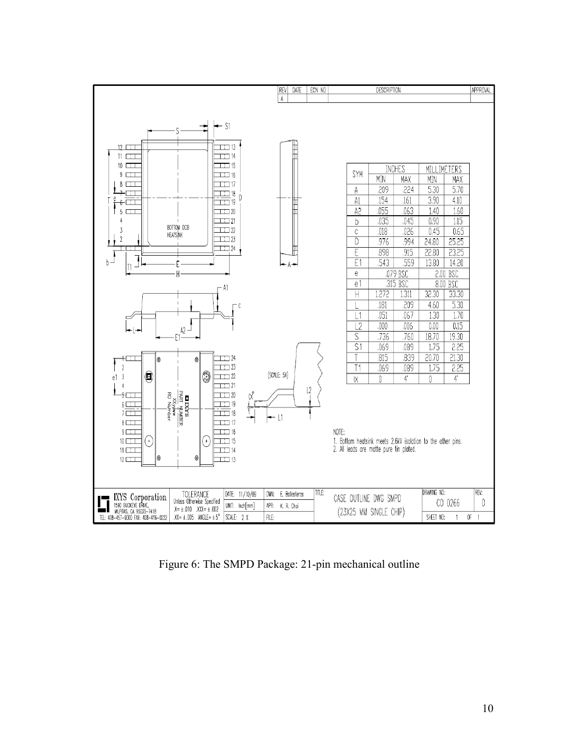| REV | DATE | ECN NO | DESCRIPTION | APPROVAL |
|---|---|---|---|---|
| A | | | | |

| SYM | INCHES | | MILLIMETERS | |
|---|---|---|---|---|
| | MIN | MAX | MIN | MAX |
| A | .209 | .224 | 5.30 | 5.70 |
| A1 | .154 | .161 | 3.90 | 4.10 |
| A2 | .055 | .063 | 1.40 | 1.60 |
| b | .035 | .045 | 0.90 | 1.15 |
| c | .018 | .026 | 0.45 | 0.65 |
| D | .976 | .994 | 24.80 | 25.25 |
| E | .898 | .915 | 22.80 | 23.25 |
| E1 | .543 | .559 | 13.80 | 14.20 |
| e | .079 BSC | | 2.00 BSC | |
| e1 | .315 BSC | | 8.00 BSC | |
| H | 1.272 | 1.311 | 32.30 | 33.30 |
| L | .181 | .209 | 4.60 | 5.30 |
| L1 | .051 | .067 | 1.30 | 1.70 |
| L2 | .000 | .006 | 0.00 | 0.15 |
| S | .736 | .760 | 18.70 | 19.30 |
| S1 | .069 | .089 | 1.75 | 2.25 |
| T | .815 | .839 | 20.70 | 21.30 |
| T1 | .069 | .089 | 1.75 | 2.25 |
| α | 0 | 4° | 0 | 4° |

BOTTOM DCB HEATSINK

(SCALE: 5X)

NOTE:
1. Bottom heatsink meets 2.6kV isolation to the other pins.
2. All leads are matte pure tin plated.

| IXYS Corporation 1590 BUCKEYE DRIVE, MILPITAS, CA 95035-7418 TEL: 408-457-9000 FAX: 408-416-0222 | TOLERANCE Unless Otherwise Specified .X= ±.010 .XXX= ±.002 .XX= ±.005 ANGLE= ±.5° | DATE: 11/10/09 UNIT: Inch[mm] SCALE: 2 X | DWN: E. Ballesteros APR: K. R. Choi FILE: | TITLE: CASE OUTLINE DWG SMPD (23X25 MM SINGLE CHIP) | DRAWING NO: CO 0266 SHEET NO: 1 OF 1 | REV: 0 |
|---|---|---|---|---|---|---|

Figure 6: The SMPD Package: 21-pin mechanical outline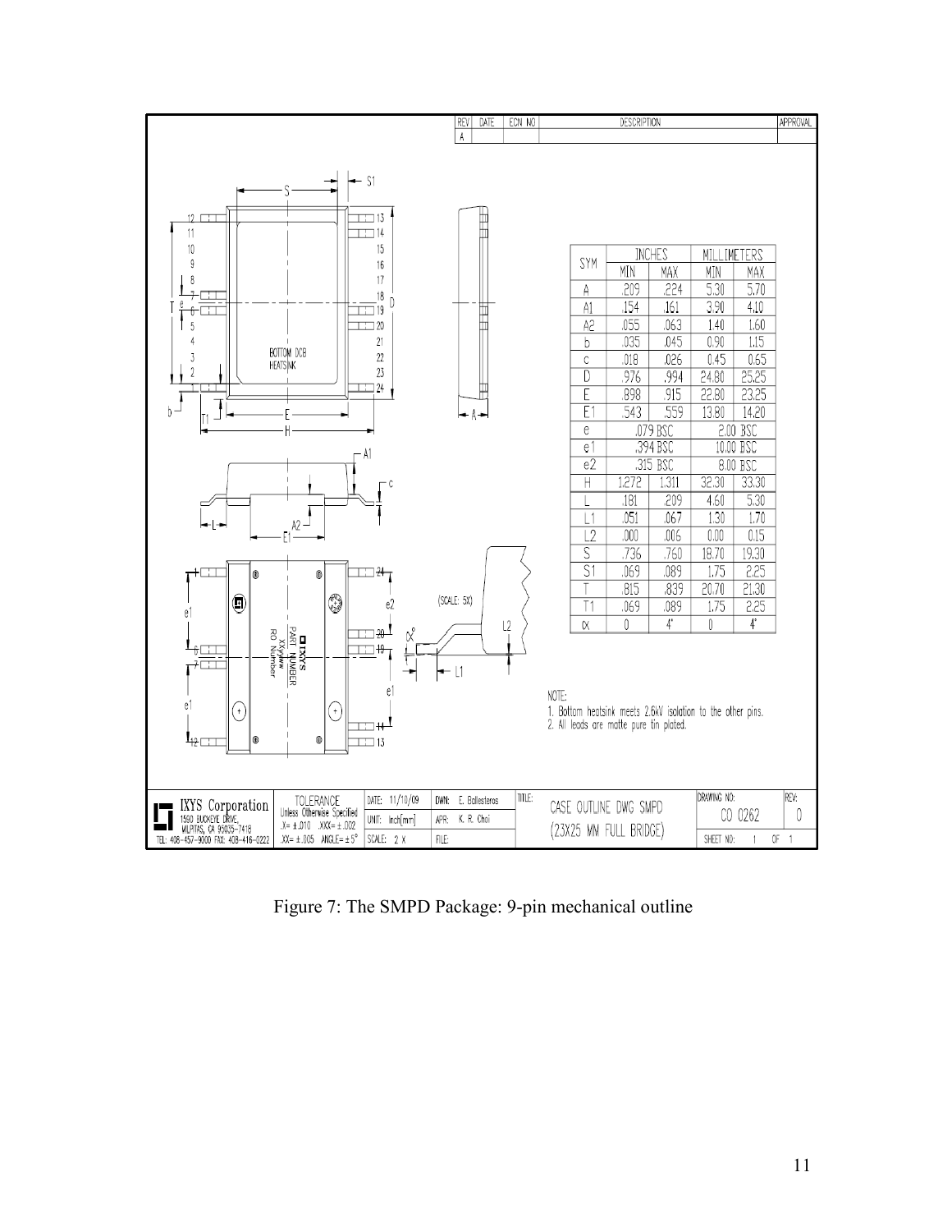| SYM | INCHES | | MILLIMETERS | |
|---|---|---|---|---|
| | MIN | MAX | MIN | MAX |
| A | .209 | .224 | 5.30 | 5.70 |
| A1 | .154 | .161 | 3.90 | 4.10 |
| A2 | .055 | .063 | 1.40 | 1.60 |
| b | .035 | .045 | 0.90 | 1.15 |
| c | .018 | .026 | 0.45 | 0.65 |
| D | .976 | .994 | 24.80 | 25.25 |
| E | .898 | .915 | 22.80 | 23.25 |
| E1 | .543 | .559 | 13.80 | 14.20 |
| e | .079 BSC | | 2.00 BSC | |
| e1 | .394 BSC | | 10.00 BSC | |
| e2 | .315 BSC | | 8.00 BSC | |
| H | 1.272 | 1.311 | 32.30 | 33.30 |
| L | .181 | .209 | 4.60 | 5.30 |
| L1 | .051 | .067 | 1.30 | 1.70 |
| L2 | .000 | .006 | 0.00 | 0.15 |
| S | .736 | .760 | 18.70 | 19.30 |
| S1 | .069 | .089 | 1.75 | 2.25 |
| T | .815 | .839 | 20.70 | 21.30 |
| T1 | .069 | .089 | 1.75 | 2.25 |
| α | 0 | 4° | 0 | 4° |

NOTE:
1. Bottom heatsink meets 2.6kV isolation to the other pins.
2. All leads are matte pure tin plated.

IXYS Corporation
1590 BUCKEYE DRIVE, MILPITAS, CA 95035-7418
TEL: 408-457-9000 FAX: 408-416-0222

TOLERANCE Unless Otherwise Specified .X= ±.010 .XXX= ±.002 .XX= ±.005 ANGLE= ±5°

DATE: 11/10/09 UNIT: Inch[mm] SCALE: 2 X

DWN: E. Ballesteros APR: K. R. Choi FILE:

TITLE: CASE OUTLINE DWG SMPD (23X25 MM FULL BRIDGE)

DRAWING NO: CO 0262 REV: 0 SHEET NO: 1 OF 1

Figure 7: The SMPD Package: 9-pin mechanical outline